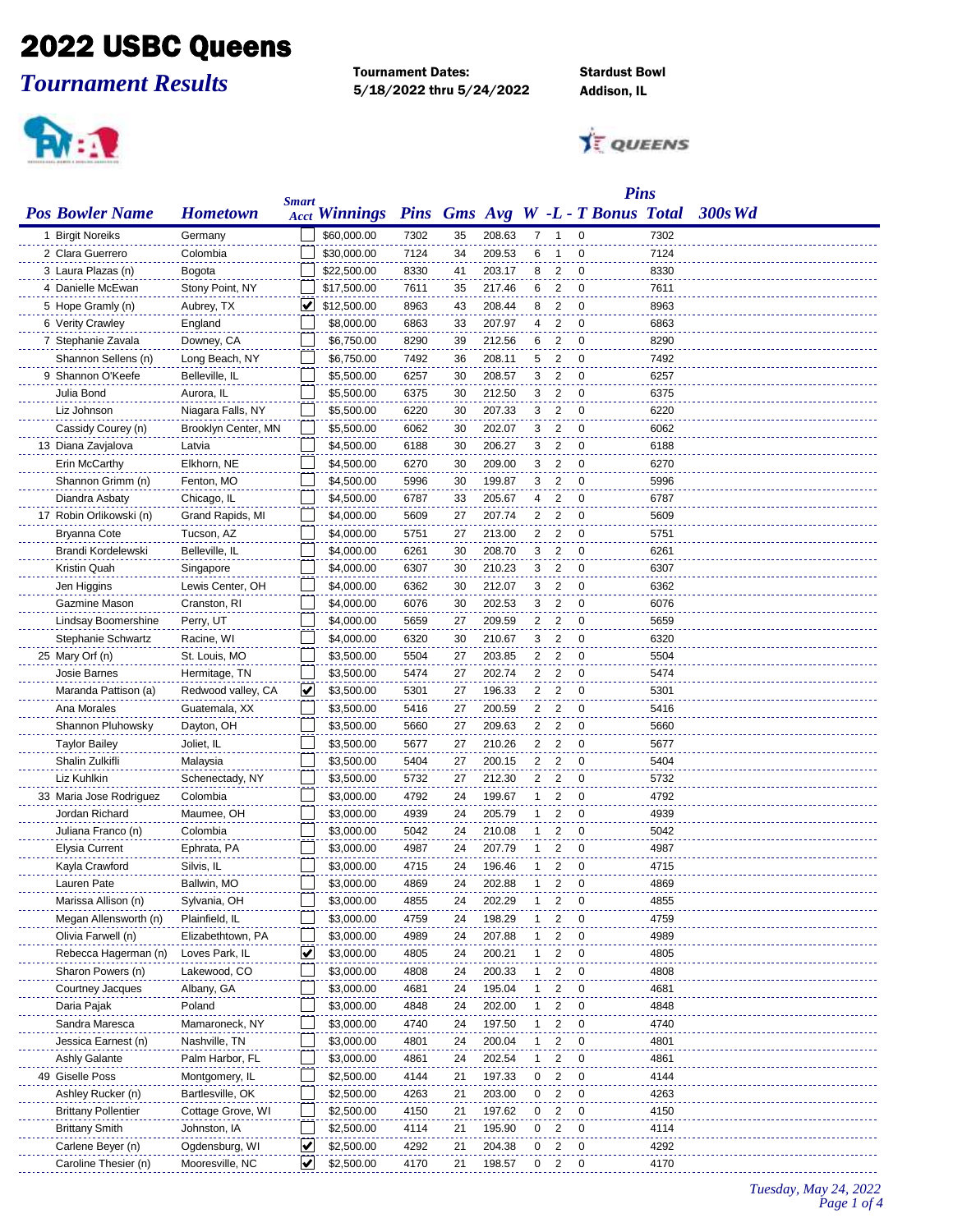# 2022 USBC Queens

## *Tournament Results*

**Tournament Dates:**
**5/18/2022 thru 5/24/2022**

**Stardust Bowl**
**Addison, IL**

| Pos | Bowler Name | Hometown | Smart Acct | Winnings | Pins | Gms | Avg | W | L | T | Bonus | Pins Total | 300s | Wd |
|---|---|---|---|---|---|---|---|---|---|---|---|---|---|---|
| 1 | Birgit Noreiks | Germany | | $60,000.00 | 7302 | 35 | 208.63 | 7 | 1 | 0 | | 7302 | | |
| 2 | Clara Guerrero | Colombia | | $30,000.00 | 7124 | 34 | 209.53 | 6 | 1 | 0 | | 7124 | | |
| 3 | Laura Plazas (n) | Bogota | | $22,500.00 | 8330 | 41 | 203.17 | 8 | 2 | 0 | | 8330 | | |
| 4 | Danielle McEwan | Stony Point, NY | | $17,500.00 | 7611 | 35 | 217.46 | 6 | 2 | 0 | | 7611 | | |
| 5 | Hope Gramly (n) | Aubrey, TX | ✔ | $12,500.00 | 8963 | 43 | 208.44 | 8 | 2 | 0 | | 8963 | | |
| 6 | Verity Crawley | England | | $8,000.00 | 6863 | 33 | 207.97 | 4 | 2 | 0 | | 6863 | | |
| 7 | Stephanie Zavala | Downey, CA | | $6,750.00 | 8290 | 39 | 212.56 | 6 | 2 | 0 | | 8290 | | |
| | Shannon Sellens (n) | Long Beach, NY | | $6,750.00 | 7492 | 36 | 208.11 | 5 | 2 | 0 | | 7492 | | |
| 9 | Shannon O'Keefe | Belleville, IL | | $5,500.00 | 6257 | 30 | 208.57 | 3 | 2 | 0 | | 6257 | | |
| | Julia Bond | Aurora, IL | | $5,500.00 | 6375 | 30 | 212.50 | 3 | 2 | 0 | | 6375 | | |
| | Liz Johnson | Niagara Falls, NY | | $5,500.00 | 6220 | 30 | 207.33 | 3 | 2 | 0 | | 6220 | | |
| | Cassidy Courey (n) | Brooklyn Center, MN | | $5,500.00 | 6062 | 30 | 202.07 | 3 | 2 | 0 | | 6062 | | |
| 13 | Diana Zavjalova | Latvia | | $4,500.00 | 6188 | 30 | 206.27 | 3 | 2 | 0 | | 6188 | | |
| | Erin McCarthy | Elkhorn, NE | | $4,500.00 | 6270 | 30 | 209.00 | 3 | 2 | 0 | | 6270 | | |
| | Shannon Grimm (n) | Fenton, MO | | $4,500.00 | 5996 | 30 | 199.87 | 3 | 2 | 0 | | 5996 | | |
| | Diandra Asbaty | Chicago, IL | | $4,500.00 | 6787 | 33 | 205.67 | 4 | 2 | 0 | | 6787 | | |
| 17 | Robin Orlikowski (n) | Grand Rapids, MI | | $4,000.00 | 5609 | 27 | 207.74 | 2 | 2 | 0 | | 5609 | | |
| | Bryanna Cote | Tucson, AZ | | $4,000.00 | 5751 | 27 | 213.00 | 2 | 2 | 0 | | 5751 | | |
| | Brandi Kordelewski | Belleville, IL | | $4,000.00 | 6261 | 30 | 208.70 | 3 | 2 | 0 | | 6261 | | |
| | Kristin Quah | Singapore | | $4,000.00 | 6307 | 30 | 210.23 | 3 | 2 | 0 | | 6307 | | |
| | Jen Higgins | Lewis Center, OH | | $4,000.00 | 6362 | 30 | 212.07 | 3 | 2 | 0 | | 6362 | | |
| | Gazmine Mason | Cranston, RI | | $4,000.00 | 6076 | 30 | 202.53 | 3 | 2 | 0 | | 6076 | | |
| | Lindsay Boomershine | Perry, UT | | $4,000.00 | 5659 | 27 | 209.59 | 2 | 2 | 0 | | 5659 | | |
| | Stephanie Schwartz | Racine, WI | | $4,000.00 | 6320 | 30 | 210.67 | 3 | 2 | 0 | | 6320 | | |
| 25 | Mary Orf (n) | St. Louis, MO | | $3,500.00 | 5504 | 27 | 203.85 | 2 | 2 | 0 | | 5504 | | |
| | Josie Barnes | Hermitage, TN | | $3,500.00 | 5474 | 27 | 202.74 | 2 | 2 | 0 | | 5474 | | |
| | Maranda Pattison (a) | Redwood valley, CA | ✔ | $3,500.00 | 5301 | 27 | 196.33 | 2 | 2 | 0 | | 5301 | | |
| | Ana Morales | Guatemala, XX | | $3,500.00 | 5416 | 27 | 200.59 | 2 | 2 | 0 | | 5416 | | |
| | Shannon Pluhowsky | Dayton, OH | | $3,500.00 | 5660 | 27 | 209.63 | 2 | 2 | 0 | | 5660 | | |
| | Taylor Bailey | Joliet, IL | | $3,500.00 | 5677 | 27 | 210.26 | 2 | 2 | 0 | | 5677 | | |
| | Shalin Zulkifli | Malaysia | | $3,500.00 | 5404 | 27 | 200.15 | 2 | 2 | 0 | | 5404 | | |
| | Liz Kuhlkin | Schenectady, NY | | $3,500.00 | 5732 | 27 | 212.30 | 2 | 2 | 0 | | 5732 | | |
| 33 | Maria Jose Rodriguez | Colombia | | $3,000.00 | 4792 | 24 | 199.67 | 1 | 2 | 0 | | 4792 | | |
| | Jordan Richard | Maumee, OH | | $3,000.00 | 4939 | 24 | 205.79 | 1 | 2 | 0 | | 4939 | | |
| | Juliana Franco (n) | Colombia | | $3,000.00 | 5042 | 24 | 210.08 | 1 | 2 | 0 | | 5042 | | |
| | Elysia Current | Ephrata, PA | | $3,000.00 | 4987 | 24 | 207.79 | 1 | 2 | 0 | | 4987 | | |
| | Kayla Crawford | Silvis, IL | | $3,000.00 | 4715 | 24 | 196.46 | 1 | 2 | 0 | | 4715 | | |
| | Lauren Pate | Ballwin, MO | | $3,000.00 | 4869 | 24 | 202.88 | 1 | 2 | 0 | | 4869 | | |
| | Marissa Allison (n) | Sylvania, OH | | $3,000.00 | 4855 | 24 | 202.29 | 1 | 2 | 0 | | 4855 | | |
| | Megan Allensworth (n) | Plainfield, IL | | $3,000.00 | 4759 | 24 | 198.29 | 1 | 2 | 0 | | 4759 | | |
| | Olivia Farwell (n) | Elizabethtown, PA | | $3,000.00 | 4989 | 24 | 207.88 | 1 | 2 | 0 | | 4989 | | |
| | Rebecca Hagerman (n) | Loves Park, IL | ✔ | $3,000.00 | 4805 | 24 | 200.21 | 1 | 2 | 0 | | 4805 | | |
| | Sharon Powers (n) | Lakewood, CO | | $3,000.00 | 4808 | 24 | 200.33 | 1 | 2 | 0 | | 4808 | | |
| | Courtney Jacques | Albany, GA | | $3,000.00 | 4681 | 24 | 195.04 | 1 | 2 | 0 | | 4681 | | |
| | Daria Pajak | Poland | | $3,000.00 | 4848 | 24 | 202.00 | 1 | 2 | 0 | | 4848 | | |
| | Sandra Marescа | Mamaroneck, NY | | $3,000.00 | 4740 | 24 | 197.50 | 1 | 2 | 0 | | 4740 | | |
| | Jessica Earnest (n) | Nashville, TN | | $3,000.00 | 4801 | 24 | 200.04 | 1 | 2 | 0 | | 4801 | | |
| | Ashly Galante | Palm Harbor, FL | | $3,000.00 | 4861 | 24 | 202.54 | 1 | 2 | 0 | | 4861 | | |
| 49 | Giselle Poss | Montgomery, IL | | $2,500.00 | 4144 | 21 | 197.33 | 0 | 2 | 0 | | 4144 | | |
| | Ashley Rucker (n) | Bartlesville, OK | | $2,500.00 | 4263 | 21 | 203.00 | 0 | 2 | 0 | | 4263 | | |
| | Brittany Pollentier | Cottage Grove, WI | | $2,500.00 | 4150 | 21 | 197.62 | 0 | 2 | 0 | | 4150 | | |
| | Brittany Smith | Johnston, IA | | $2,500.00 | 4114 | 21 | 195.90 | 0 | 2 | 0 | | 4114 | | |
| | Carlene Beyer (n) | Ogdensburg, WI | ✔ | $2,500.00 | 4292 | 21 | 204.38 | 0 | 2 | 0 | | 4292 | | |
| | Caroline Thesier (n) | Mooresville, NC | ✔ | $2,500.00 | 4170 | 21 | 198.57 | 0 | 2 | 0 | | 4170 | | |

*Tuesday, May 24, 2022*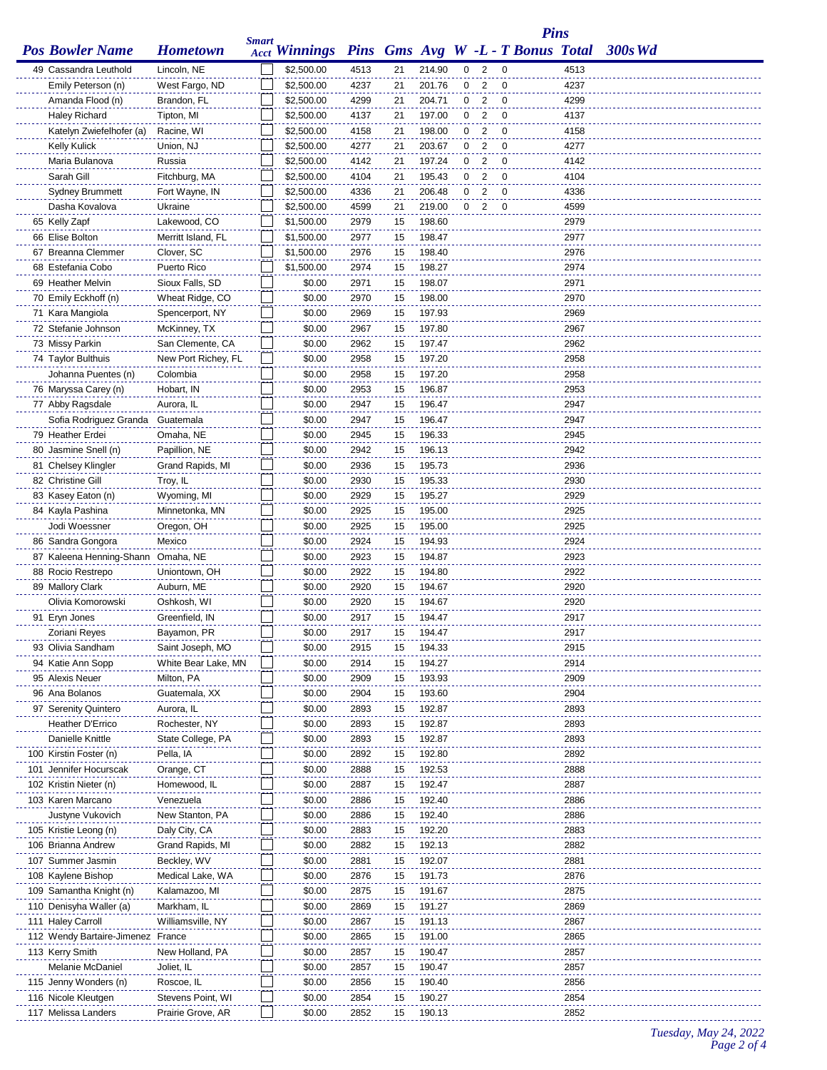| Pos | Bowler Name | Hometown | Smart Acct | Winnings | Pins | Gms | Avg | W | -L | - T | Pins Bonus | Total | 300s | Wd |
|---|---|---|---|---|---|---|---|---|---|---|---|---|---|---|
| 49 | Cassandra Leuthold | Lincoln, NE | | $2,500.00 | 4513 | 21 | 214.90 | 0 | 2 | 0 | | 4513 | | |
| | Emily Peterson (n) | West Fargo, ND | | $2,500.00 | 4237 | 21 | 201.76 | 0 | 2 | 0 | | 4237 | | |
| | Amanda Flood (n) | Brandon, FL | | $2,500.00 | 4299 | 21 | 204.71 | 0 | 2 | 0 | | 4299 | | |
| | Haley Richard | Tipton, MI | | $2,500.00 | 4137 | 21 | 197.00 | 0 | 2 | 0 | | 4137 | | |
| | Katelyn Zwiefelhofer (a) | Racine, WI | | $2,500.00 | 4158 | 21 | 198.00 | 0 | 2 | 0 | | 4158 | | |
| | Kelly Kulick | Union, NJ | | $2,500.00 | 4277 | 21 | 203.67 | 0 | 2 | 0 | | 4277 | | |
| | Maria Bulanova | Russia | | $2,500.00 | 4142 | 21 | 197.24 | 0 | 2 | 0 | | 4142 | | |
| | Sarah Gill | Fitchburg, MA | | $2,500.00 | 4104 | 21 | 195.43 | 0 | 2 | 0 | | 4104 | | |
| | Sydney Brummett | Fort Wayne, IN | | $2,500.00 | 4336 | 21 | 206.48 | 0 | 2 | 0 | | 4336 | | |
| | Dasha Kovalova | Ukraine | | $2,500.00 | 4599 | 21 | 219.00 | 0 | 2 | 0 | | 4599 | | |
| 65 | Kelly Zapf | Lakewood, CO | | $1,500.00 | 2979 | 15 | 198.60 | | | | | 2979 | | |
| 66 | Elise Bolton | Merritt Island, FL | | $1,500.00 | 2977 | 15 | 198.47 | | | | | 2977 | | |
| 67 | Breanna Clemmer | Clover, SC | | $1,500.00 | 2976 | 15 | 198.40 | | | | | 2976 | | |
| 68 | Estefania Cobo | Puerto Rico | | $1,500.00 | 2974 | 15 | 198.27 | | | | | 2974 | | |
| 69 | Heather Melvin | Sioux Falls, SD | | $0.00 | 2971 | 15 | 198.07 | | | | | 2971 | | |
| 70 | Emily Eckhoff (n) | Wheat Ridge, CO | | $0.00 | 2970 | 15 | 198.00 | | | | | 2970 | | |
| 71 | Kara Mangiola | Spencerport, NY | | $0.00 | 2969 | 15 | 197.93 | | | | | 2969 | | |
| 72 | Stefanie Johnson | McKinney, TX | | $0.00 | 2967 | 15 | 197.80 | | | | | 2967 | | |
| 73 | Missy Parkin | San Clemente, CA | | $0.00 | 2962 | 15 | 197.47 | | | | | 2962 | | |
| 74 | Taylor Bulthuis | New Port Richey, FL | | $0.00 | 2958 | 15 | 197.20 | | | | | 2958 | | |
| | Johanna Puentes (n) | Colombia | | $0.00 | 2958 | 15 | 197.20 | | | | | 2958 | | |
| 76 | Maryssa Carey (n) | Hobart, IN | | $0.00 | 2953 | 15 | 196.87 | | | | | 2953 | | |
| 77 | Abby Ragsdale | Aurora, IL | | $0.00 | 2947 | 15 | 196.47 | | | | | 2947 | | |
| | Sofia Rodriguez Granda | Guatemala | | $0.00 | 2947 | 15 | 196.47 | | | | | 2947 | | |
| 79 | Heather Erdei | Omaha, NE | | $0.00 | 2945 | 15 | 196.33 | | | | | 2945 | | |
| 80 | Jasmine Snell (n) | Papillion, NE | | $0.00 | 2942 | 15 | 196.13 | | | | | 2942 | | |
| 81 | Chelsey Klingler | Grand Rapids, MI | | $0.00 | 2936 | 15 | 195.73 | | | | | 2936 | | |
| 82 | Christine Gill | Troy, IL | | $0.00 | 2930 | 15 | 195.33 | | | | | 2930 | | |
| 83 | Kasey Eaton (n) | Wyoming, MI | | $0.00 | 2929 | 15 | 195.27 | | | | | 2929 | | |
| 84 | Kayla Pashina | Minnetonka, MN | | $0.00 | 2925 | 15 | 195.00 | | | | | 2925 | | |
| | Jodi Woessner | Oregon, OH | | $0.00 | 2925 | 15 | 195.00 | | | | | 2925 | | |
| 86 | Sandra Gongora | Mexico | | $0.00 | 2924 | 15 | 194.93 | | | | | 2924 | | |
| 87 | Kaleena Henning-Shann | Omaha, NE | | $0.00 | 2923 | 15 | 194.87 | | | | | 2923 | | |
| 88 | Rocio Restrepo | Uniontown, OH | | $0.00 | 2922 | 15 | 194.80 | | | | | 2922 | | |
| 89 | Mallory Clark | Auburn, ME | | $0.00 | 2920 | 15 | 194.67 | | | | | 2920 | | |
| | Olivia Komorowski | Oshkosh, WI | | $0.00 | 2920 | 15 | 194.67 | | | | | 2920 | | |
| 91 | Eryn Jones | Greenfield, IN | | $0.00 | 2917 | 15 | 194.47 | | | | | 2917 | | |
| | Zoriani Reyes | Bayamon, PR | | $0.00 | 2917 | 15 | 194.47 | | | | | 2917 | | |
| 93 | Olivia Sandham | Saint Joseph, MO | | $0.00 | 2915 | 15 | 194.33 | | | | | 2915 | | |
| 94 | Katie Ann Sopp | White Bear Lake, MN | | $0.00 | 2914 | 15 | 194.27 | | | | | 2914 | | |
| 95 | Alexis Neuer | Milton, PA | | $0.00 | 2909 | 15 | 193.93 | | | | | 2909 | | |
| 96 | Ana Bolanos | Guatemala, XX | | $0.00 | 2904 | 15 | 193.60 | | | | | 2904 | | |
| 97 | Serenity Quintero | Aurora, IL | | $0.00 | 2893 | 15 | 192.87 | | | | | 2893 | | |
| | Heather D'Errico | Rochester, NY | | $0.00 | 2893 | 15 | 192.87 | | | | | 2893 | | |
| | Danielle Knittle | State College, PA | | $0.00 | 2893 | 15 | 192.87 | | | | | 2893 | | |
| 100 | Kirstin Foster (n) | Pella, IA | | $0.00 | 2892 | 15 | 192.80 | | | | | 2892 | | |
| 101 | Jennifer Hocurscak | Orange, CT | | $0.00 | 2888 | 15 | 192.53 | | | | | 2888 | | |
| 102 | Kristin Nieter (n) | Homewood, IL | | $0.00 | 2887 | 15 | 192.47 | | | | | 2887 | | |
| 103 | Karen Marcano | Venezuela | | $0.00 | 2886 | 15 | 192.40 | | | | | 2886 | | |
| | Justyne Vukovich | New Stanton, PA | | $0.00 | 2886 | 15 | 192.40 | | | | | 2886 | | |
| 105 | Kristie Leong (n) | Daly City, CA | | $0.00 | 2883 | 15 | 192.20 | | | | | 2883 | | |
| 106 | Brianna Andrew | Grand Rapids, MI | | $0.00 | 2882 | 15 | 192.13 | | | | | 2882 | | |
| 107 | Summer Jasmin | Beckley, WV | | $0.00 | 2881 | 15 | 192.07 | | | | | 2881 | | |
| 108 | Kaylene Bishop | Medical Lake, WA | | $0.00 | 2876 | 15 | 191.73 | | | | | 2876 | | |
| 109 | Samantha Knight (n) | Kalamazoo, MI | | $0.00 | 2875 | 15 | 191.67 | | | | | 2875 | | |
| 110 | Denisyha Waller (a) | Markham, IL | | $0.00 | 2869 | 15 | 191.27 | | | | | 2869 | | |
| 111 | Haley Carroll | Williamsville, NY | | $0.00 | 2867 | 15 | 191.13 | | | | | 2867 | | |
| 112 | Wendy Bartaire-Jimenez | France | | $0.00 | 2865 | 15 | 191.00 | | | | | 2865 | | |
| 113 | Kerry Smith | New Holland, PA | | $0.00 | 2857 | 15 | 190.47 | | | | | 2857 | | |
| | Melanie McDaniel | Joliet, IL | | $0.00 | 2857 | 15 | 190.47 | | | | | 2857 | | |
| 115 | Jenny Wonders (n) | Roscoe, IL | | $0.00 | 2856 | 15 | 190.40 | | | | | 2856 | | |
| 116 | Nicole Kleutgen | Stevens Point, WI | | $0.00 | 2854 | 15 | 190.27 | | | | | 2854 | | |
| 117 | Melissa Landers | Prairie Grove, AR | | $0.00 | 2852 | 15 | 190.13 | | | | | 2852 | | |

*Tuesday, May 24, 2022*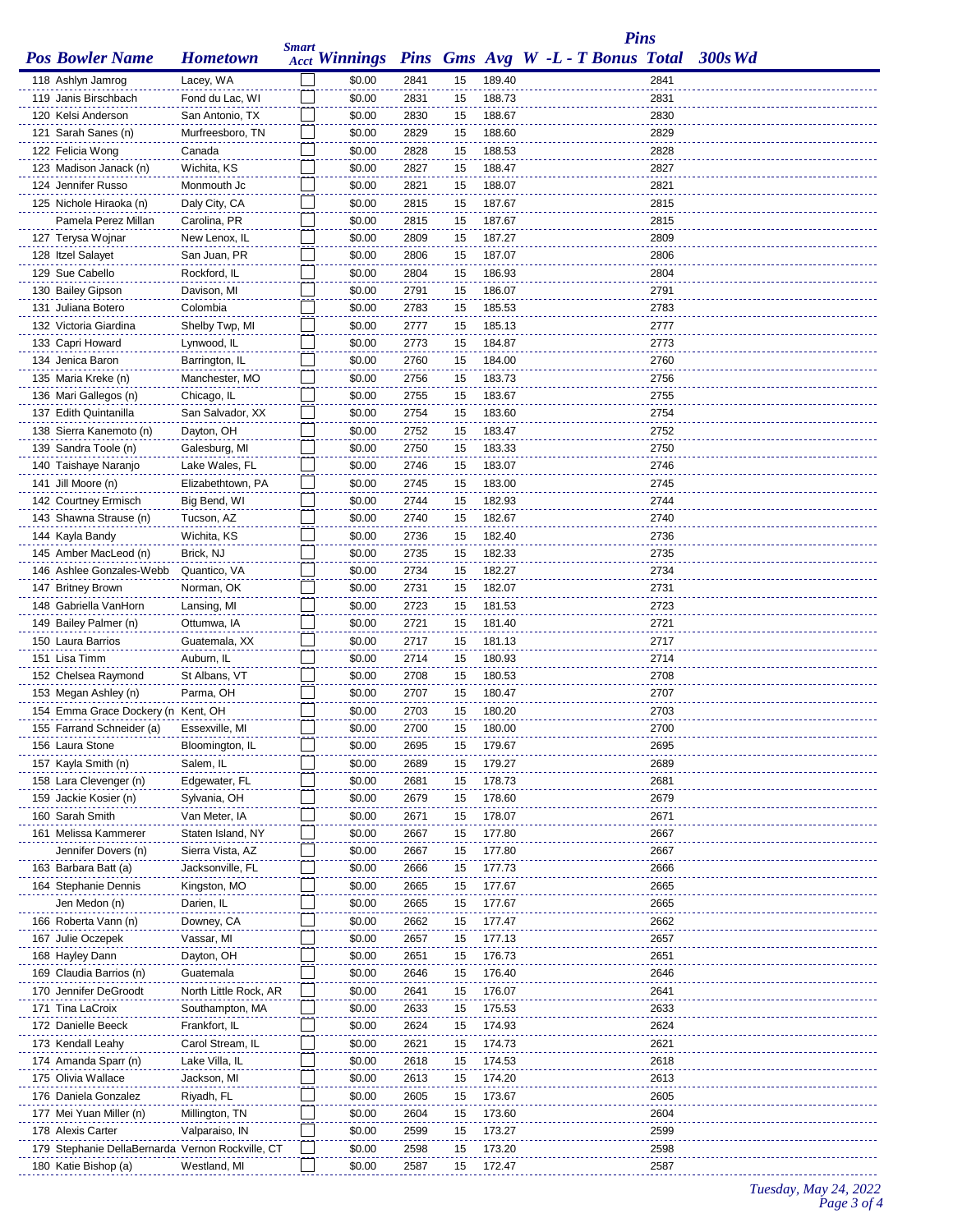| Pos | Bowler Name | Hometown | Smart Acct | Winnings | Pins | Gms | Avg | W -L - T | Bonus | Pins Total | 300s | Wd |
|---|---|---|---|---|---|---|---|---|---|---|---|---|
| 118 | Ashlyn Jamrog | Lacey, WA | | $0.00 | 2841 | 15 | 189.40 | | | 2841 | | |
| 119 | Janis Birschbach | Fond du Lac, WI | | $0.00 | 2831 | 15 | 188.73 | | | 2831 | | |
| 120 | Kelsi Anderson | San Antonio, TX | | $0.00 | 2830 | 15 | 188.67 | | | 2830 | | |
| 121 | Sarah Sanes (n) | Murfreesboro, TN | | $0.00 | 2829 | 15 | 188.60 | | | 2829 | | |
| 122 | Felicia Wong | Canada | | $0.00 | 2828 | 15 | 188.53 | | | 2828 | | |
| 123 | Madison Janack (n) | Wichita, KS | | $0.00 | 2827 | 15 | 188.47 | | | 2827 | | |
| 124 | Jennifer Russo | Monmouth Jc | | $0.00 | 2821 | 15 | 188.07 | | | 2821 | | |
| 125 | Nichole Hiraoka (n) | Daly City, CA | | $0.00 | 2815 | 15 | 187.67 | | | 2815 | | |
| | Pamela Perez Millan | Carolina, PR | | $0.00 | 2815 | 15 | 187.67 | | | 2815 | | |
| 127 | Terysa Wojnar | New Lenox, IL | | $0.00 | 2809 | 15 | 187.27 | | | 2809 | | |
| 128 | Itzel Salayet | San Juan, PR | | $0.00 | 2806 | 15 | 187.07 | | | 2806 | | |
| 129 | Sue Cabello | Rockford, IL | | $0.00 | 2804 | 15 | 186.93 | | | 2804 | | |
| 130 | Bailey Gipson | Davison, MI | | $0.00 | 2791 | 15 | 186.07 | | | 2791 | | |
| 131 | Juliana Botero | Colombia | | $0.00 | 2783 | 15 | 185.53 | | | 2783 | | |
| 132 | Victoria Giardina | Shelby Twp, MI | | $0.00 | 2777 | 15 | 185.13 | | | 2777 | | |
| 133 | Capri Howard | Lynwood, IL | | $0.00 | 2773 | 15 | 184.87 | | | 2773 | | |
| 134 | Jenica Baron | Barrington, IL | | $0.00 | 2760 | 15 | 184.00 | | | 2760 | | |
| 135 | Maria Kreke (n) | Manchester, MO | | $0.00 | 2756 | 15 | 183.73 | | | 2756 | | |
| 136 | Mari Gallegos (n) | Chicago, IL | | $0.00 | 2755 | 15 | 183.67 | | | 2755 | | |
| 137 | Edith Quintanilla | San Salvador, XX | | $0.00 | 2754 | 15 | 183.60 | | | 2754 | | |
| 138 | Sierra Kanemoto (n) | Dayton, OH | | $0.00 | 2752 | 15 | 183.47 | | | 2752 | | |
| 139 | Sandra Toole (n) | Galesburg, MI | | $0.00 | 2750 | 15 | 183.33 | | | 2750 | | |
| 140 | Taishaye Naranjo | Lake Wales, FL | | $0.00 | 2746 | 15 | 183.07 | | | 2746 | | |
| 141 | Jill Moore (n) | Elizabethtown, PA | | $0.00 | 2745 | 15 | 183.00 | | | 2745 | | |
| 142 | Courtney Ermisch | Big Bend, WI | | $0.00 | 2744 | 15 | 182.93 | | | 2744 | | |
| 143 | Shawna Strause (n) | Tucson, AZ | | $0.00 | 2740 | 15 | 182.67 | | | 2740 | | |
| 144 | Kayla Bandy | Wichita, KS | | $0.00 | 2736 | 15 | 182.40 | | | 2736 | | |
| 145 | Amber MacLeod (n) | Brick, NJ | | $0.00 | 2735 | 15 | 182.33 | | | 2735 | | |
| 146 | Ashlee Gonzales-Webb | Quantico, VA | | $0.00 | 2734 | 15 | 182.27 | | | 2734 | | |
| 147 | Britney Brown | Norman, OK | | $0.00 | 2731 | 15 | 182.07 | | | 2731 | | |
| 148 | Gabriella VanHorn | Lansing, MI | | $0.00 | 2723 | 15 | 181.53 | | | 2723 | | |
| 149 | Bailey Palmer (n) | Ottumwa, IA | | $0.00 | 2721 | 15 | 181.40 | | | 2721 | | |
| 150 | Laura Barrios | Guatemala, XX | | $0.00 | 2717 | 15 | 181.13 | | | 2717 | | |
| 151 | Lisa Timm | Auburn, IL | | $0.00 | 2714 | 15 | 180.93 | | | 2714 | | |
| 152 | Chelsea Raymond | St Albans, VT | | $0.00 | 2708 | 15 | 180.53 | | | 2708 | | |
| 153 | Megan Ashley (n) | Parma, OH | | $0.00 | 2707 | 15 | 180.47 | | | 2707 | | |
| 154 | Emma Grace Dockery (n | Kent, OH | | $0.00 | 2703 | 15 | 180.20 | | | 2703 | | |
| 155 | Farrand Schneider (a) | Essexville, MI | | $0.00 | 2700 | 15 | 180.00 | | | 2700 | | |
| 156 | Laura Stone | Bloomington, IL | | $0.00 | 2695 | 15 | 179.67 | | | 2695 | | |
| 157 | Kayla Smith (n) | Salem, IL | | $0.00 | 2689 | 15 | 179.27 | | | 2689 | | |
| 158 | Lara Clevenger (n) | Edgewater, FL | | $0.00 | 2681 | 15 | 178.73 | | | 2681 | | |
| 159 | Jackie Kosier (n) | Sylvania, OH | | $0.00 | 2679 | 15 | 178.60 | | | 2679 | | |
| 160 | Sarah Smith | Van Meter, IA | | $0.00 | 2671 | 15 | 178.07 | | | 2671 | | |
| 161 | Melissa Kammerer | Staten Island, NY | | $0.00 | 2667 | 15 | 177.80 | | | 2667 | | |
| | Jennifer Dovers (n) | Sierra Vista, AZ | | $0.00 | 2667 | 15 | 177.80 | | | 2667 | | |
| 163 | Barbara Batt (a) | Jacksonville, FL | | $0.00 | 2666 | 15 | 177.73 | | | 2666 | | |
| 164 | Stephanie Dennis | Kingston, MO | | $0.00 | 2665 | 15 | 177.67 | | | 2665 | | |
| | Jen Medon (n) | Darien, IL | | $0.00 | 2665 | 15 | 177.67 | | | 2665 | | |
| 166 | Roberta Vann (n) | Downey, CA | | $0.00 | 2662 | 15 | 177.47 | | | 2662 | | |
| 167 | Julie Oczepek | Vassar, MI | | $0.00 | 2657 | 15 | 177.13 | | | 2657 | | |
| 168 | Hayley Dann | Dayton, OH | | $0.00 | 2651 | 15 | 176.73 | | | 2651 | | |
| 169 | Claudia Barrios (n) | Guatemala | | $0.00 | 2646 | 15 | 176.40 | | | 2646 | | |
| 170 | Jennifer DeGroodt | North Little Rock, AR | | $0.00 | 2641 | 15 | 176.07 | | | 2641 | | |
| 171 | Tina LaCroix | Southampton, MA | | $0.00 | 2633 | 15 | 175.53 | | | 2633 | | |
| 172 | Danielle Beeck | Frankfort, IL | | $0.00 | 2624 | 15 | 174.93 | | | 2624 | | |
| 173 | Kendall Leahy | Carol Stream, IL | | $0.00 | 2621 | 15 | 174.73 | | | 2621 | | |
| 174 | Amanda Sparr (n) | Lake Villa, IL | | $0.00 | 2618 | 15 | 174.53 | | | 2618 | | |
| 175 | Olivia Wallace | Jackson, MI | | $0.00 | 2613 | 15 | 174.20 | | | 2613 | | |
| 176 | Daniela Gonzalez | Riyadh, FL | | $0.00 | 2605 | 15 | 173.67 | | | 2605 | | |
| 177 | Mei Yuan Miller (n) | Millington, TN | | $0.00 | 2604 | 15 | 173.60 | | | 2604 | | |
| 178 | Alexis Carter | Valparaiso, IN | | $0.00 | 2599 | 15 | 173.27 | | | 2599 | | |
| 179 | Stephanie DellaBernarda | Vernon Rockville, CT | | $0.00 | 2598 | 15 | 173.20 | | | 2598 | | |
| 180 | Katie Bishop (a) | Westland, MI | | $0.00 | 2587 | 15 | 172.47 | | | 2587 | | |

*Tuesday, May 24, 2022*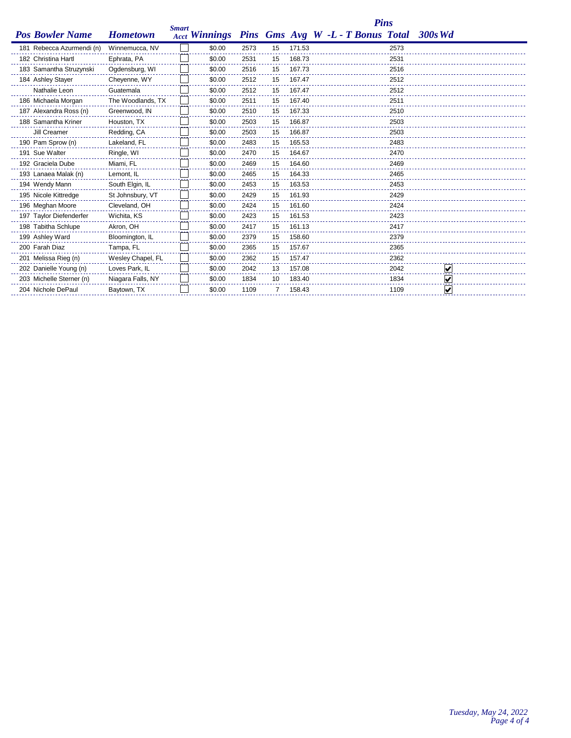| Pos | Bowler Name | Hometown | Smart Acct | Winnings | Pins | Gms | Avg | W -L - T | Bonus | Pins Total | 300s | Wd |
| --- | --- | --- | --- | --- | --- | --- | --- | --- | --- | --- | --- | --- |
| 181 | Rebecca Azurmendi (n) | Winnemucca, NV | ☐ | $0.00 | 2573 | 15 | 171.53 | | | 2573 | | |
| 182 | Christina Hartl | Ephrata, PA | ☐ | $0.00 | 2531 | 15 | 168.73 | | | 2531 | | |
| 183 | Samantha Struzynski | Ogdensburg, WI | ☐ | $0.00 | 2516 | 15 | 167.73 | | | 2516 | | |
| 184 | Ashley Stayer | Cheyenne, WY | ☐ | $0.00 | 2512 | 15 | 167.47 | | | 2512 | | |
| | Nathalie Leon | Guatemala | ☐ | $0.00 | 2512 | 15 | 167.47 | | | 2512 | | |
| 186 | Michaela Morgan | The Woodlands, TX | ☐ | $0.00 | 2511 | 15 | 167.40 | | | 2511 | | |
| 187 | Alexandra Ross (n) | Greenwood, IN | ☐ | $0.00 | 2510 | 15 | 167.33 | | | 2510 | | |
| 188 | Samantha Kriner | Houston, TX | ☐ | $0.00 | 2503 | 15 | 166.87 | | | 2503 | | |
| | Jill Creamer | Redding, CA | ☐ | $0.00 | 2503 | 15 | 166.87 | | | 2503 | | |
| 190 | Pam Sprow (n) | Lakeland, FL | ☐ | $0.00 | 2483 | 15 | 165.53 | | | 2483 | | |
| 191 | Sue Walter | Ringle, WI | ☐ | $0.00 | 2470 | 15 | 164.67 | | | 2470 | | |
| 192 | Graciela Dube | Miami, FL | ☐ | $0.00 | 2469 | 15 | 164.60 | | | 2469 | | |
| 193 | Lanaea Malak (n) | Lemont, IL | ☐ | $0.00 | 2465 | 15 | 164.33 | | | 2465 | | |
| 194 | Wendy Mann | South Elgin, IL | ☐ | $0.00 | 2453 | 15 | 163.53 | | | 2453 | | |
| 195 | Nicole Kittredge | St Johnsbury, VT | ☐ | $0.00 | 2429 | 15 | 161.93 | | | 2429 | | |
| 196 | Meghan Moore | Cleveland, OH | ☐ | $0.00 | 2424 | 15 | 161.60 | | | 2424 | | |
| 197 | Taylor Diefenderfer | Wichita, KS | ☐ | $0.00 | 2423 | 15 | 161.53 | | | 2423 | | |
| 198 | Tabitha Schlupe | Akron, OH | ☐ | $0.00 | 2417 | 15 | 161.13 | | | 2417 | | |
| 199 | Ashley Ward | Bloomington, IL | ☐ | $0.00 | 2379 | 15 | 158.60 | | | 2379 | | |
| 200 | Farah Diaz | Tampa, FL | ☐ | $0.00 | 2365 | 15 | 157.67 | | | 2365 | | |
| 201 | Melissa Rieg (n) | Wesley Chapel, FL | ☐ | $0.00 | 2362 | 15 | 157.47 | | | 2362 | | |
| 202 | Danielle Young (n) | Loves Park, IL | ☐ | $0.00 | 2042 | 13 | 157.08 | | | 2042 | | ☑ |
| 203 | Michelle Sterner (n) | Niagara Falls, NY | ☐ | $0.00 | 1834 | 10 | 183.40 | | | 1834 | | ☑ |
| 204 | Nichole DePaul | Baytown, TX | ☐ | $0.00 | 1109 | 7 | 158.43 | | | 1109 | | ☑ |

*Tuesday, May 24, 2022*